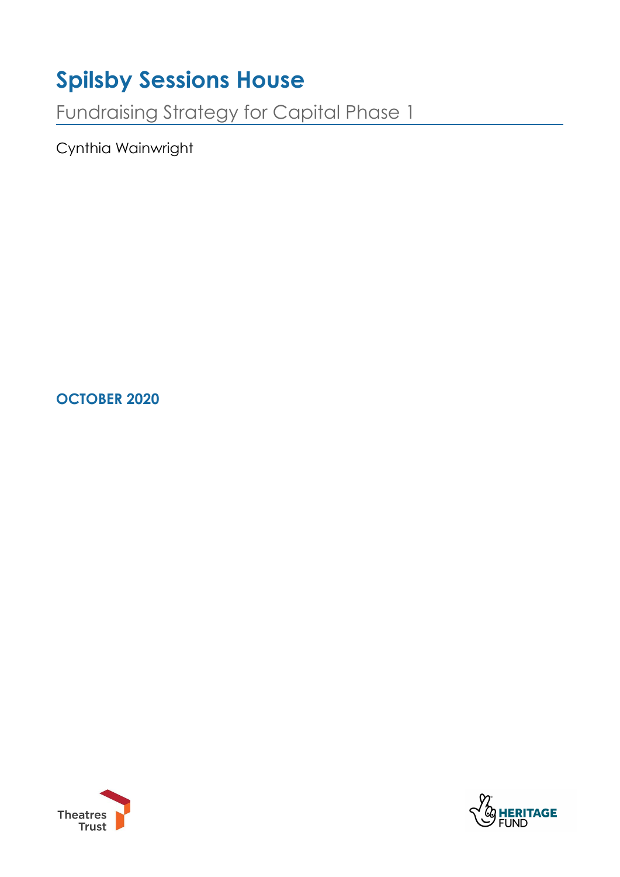# Spilsby Sessions House

Fundraising Strategy for Capital Phase 1

Cynthia Wainwright

**OCTOBER 2020**

Theatres Trust

HERITAGE FUND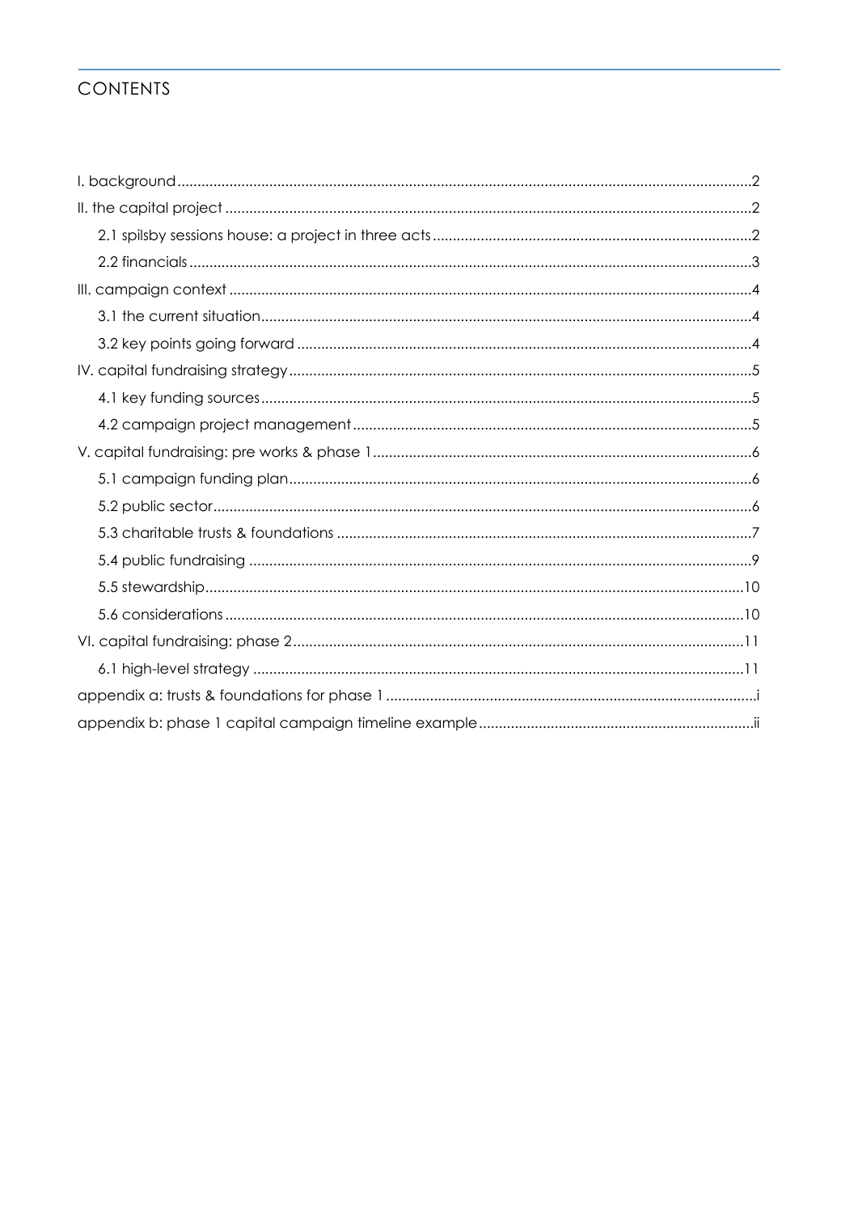# CONTENTS

I. background ..... 2

II. the capital project ..... 2

- 2.1 spilsby sessions house: a project in three acts ..... 2
- 2.2 financials ..... 3

III. campaign context ..... 4

- 3.1 the current situation ..... 4
- 3.2 key points going forward ..... 4

IV. capital fundraising strategy ..... 5

- 4.1 key funding sources ..... 5
- 4.2 campaign project management ..... 5

V. capital fundraising: pre works & phase 1 ..... 6

- 5.1 campaign funding plan ..... 6
- 5.2 public sector ..... 6
- 5.3 charitable trusts & foundations ..... 7
- 5.4 public fundraising ..... 9
- 5.5 stewardship ..... 10
- 5.6 considerations ..... 10

VI. capital fundraising: phase 2 ..... 11

- 6.1 high-level strategy ..... 11

appendix a: trusts & foundations for phase 1 ..... i

appendix b: phase 1 capital campaign timeline example ..... ii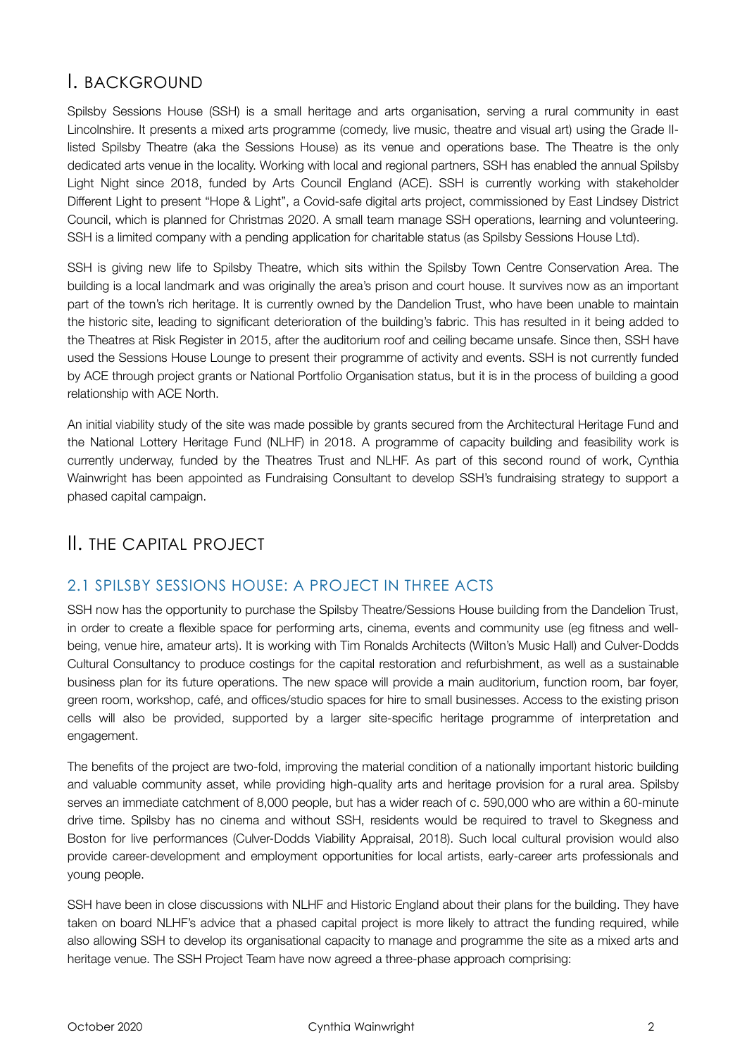# I. BACKGROUND

Spilsby Sessions House (SSH) is a small heritage and arts organisation, serving a rural community in east Lincolnshire. It presents a mixed arts programme (comedy, live music, theatre and visual art) using the Grade II-listed Spilsby Theatre (aka the Sessions House) as its venue and operations base. The Theatre is the only dedicated arts venue in the locality. Working with local and regional partners, SSH has enabled the annual Spilsby Light Night since 2018, funded by Arts Council England (ACE). SSH is currently working with stakeholder Different Light to present "Hope & Light", a Covid-safe digital arts project, commissioned by East Lindsey District Council, which is planned for Christmas 2020. A small team manage SSH operations, learning and volunteering. SSH is a limited company with a pending application for charitable status (as Spilsby Sessions House Ltd).

SSH is giving new life to Spilsby Theatre, which sits within the Spilsby Town Centre Conservation Area. The building is a local landmark and was originally the area's prison and court house. It survives now as an important part of the town's rich heritage. It is currently owned by the Dandelion Trust, who have been unable to maintain the historic site, leading to significant deterioration of the building's fabric. This has resulted in it being added to the Theatres at Risk Register in 2015, after the auditorium roof and ceiling became unsafe. Since then, SSH have used the Sessions House Lounge to present their programme of activity and events. SSH is not currently funded by ACE through project grants or National Portfolio Organisation status, but it is in the process of building a good relationship with ACE North.

An initial viability study of the site was made possible by grants secured from the Architectural Heritage Fund and the National Lottery Heritage Fund (NLHF) in 2018. A programme of capacity building and feasibility work is currently underway, funded by the Theatres Trust and NLHF. As part of this second round of work, Cynthia Wainwright has been appointed as Fundraising Consultant to develop SSH's fundraising strategy to support a phased capital campaign.

# II. THE CAPITAL PROJECT

## 2.1 SPILSBY SESSIONS HOUSE: A PROJECT IN THREE ACTS

SSH now has the opportunity to purchase the Spilsby Theatre/Sessions House building from the Dandelion Trust, in order to create a flexible space for performing arts, cinema, events and community use (eg fitness and well-being, venue hire, amateur arts). It is working with Tim Ronalds Architects (Wilton's Music Hall) and Culver-Dodds Cultural Consultancy to produce costings for the capital restoration and refurbishment, as well as a sustainable business plan for its future operations. The new space will provide a main auditorium, function room, bar foyer, green room, workshop, café, and offices/studio spaces for hire to small businesses. Access to the existing prison cells will also be provided, supported by a larger site-specific heritage programme of interpretation and engagement.

The benefits of the project are two-fold, improving the material condition of a nationally important historic building and valuable community asset, while providing high-quality arts and heritage provision for a rural area. Spilsby serves an immediate catchment of 8,000 people, but has a wider reach of c. 590,000 who are within a 60-minute drive time. Spilsby has no cinema and without SSH, residents would be required to travel to Skegness and Boston for live performances (Culver-Dodds Viability Appraisal, 2018). Such local cultural provision would also provide career-development and employment opportunities for local artists, early-career arts professionals and young people.

SSH have been in close discussions with NLHF and Historic England about their plans for the building. They have taken on board NLHF's advice that a phased capital project is more likely to attract the funding required, while also allowing SSH to develop its organisational capacity to manage and programme the site as a mixed arts and heritage venue. The SSH Project Team have now agreed a three-phase approach comprising: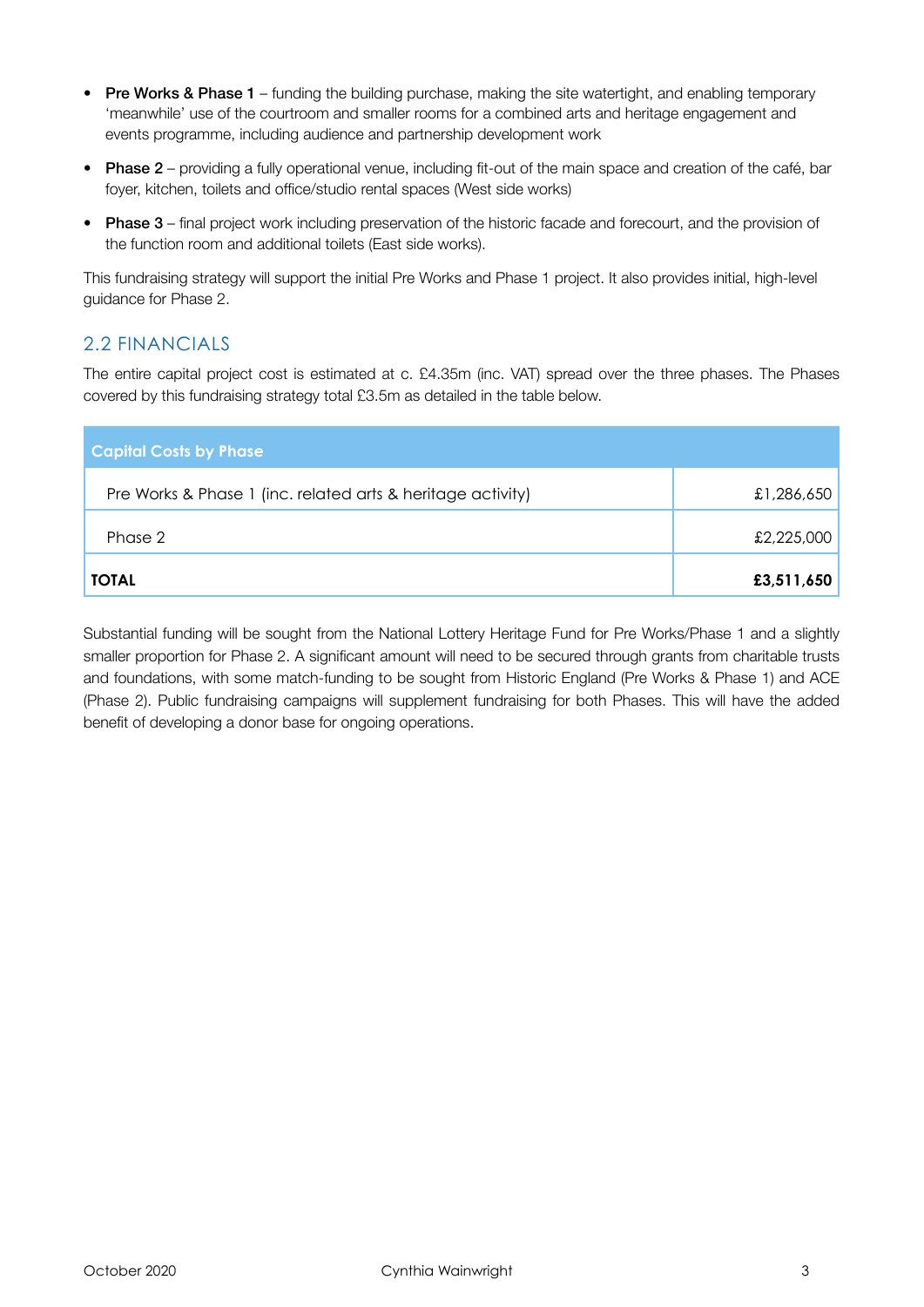- **Pre Works & Phase 1** – funding the building purchase, making the site watertight, and enabling temporary 'meanwhile' use of the courtroom and smaller rooms for a combined arts and heritage engagement and events programme, including audience and partnership development work
- **Phase 2** – providing a fully operational venue, including fit-out of the main space and creation of the café, bar foyer, kitchen, toilets and office/studio rental spaces (West side works)
- **Phase 3** – final project work including preservation of the historic facade and forecourt, and the provision of the function room and additional toilets (East side works).

This fundraising strategy will support the initial Pre Works and Phase 1 project. It also provides initial, high-level guidance for Phase 2.

## 2.2 FINANCIALS

The entire capital project cost is estimated at c. £4.35m (inc. VAT) spread over the three phases. The Phases covered by this fundraising strategy total £3.5m as detailed in the table below.

| Capital Costs by Phase | |
| --- | --- |
| Pre Works & Phase 1 (inc. related arts & heritage activity) | £1,286,650 |
| Phase 2 | £2,225,000 |
| **TOTAL** | **£3,511,650** |

Substantial funding will be sought from the National Lottery Heritage Fund for Pre Works/Phase 1 and a slightly smaller proportion for Phase 2. A significant amount will need to be secured through grants from charitable trusts and foundations, with some match-funding to be sought from Historic England (Pre Works & Phase 1) and ACE (Phase 2). Public fundraising campaigns will supplement fundraising for both Phases. This will have the added benefit of developing a donor base for ongoing operations.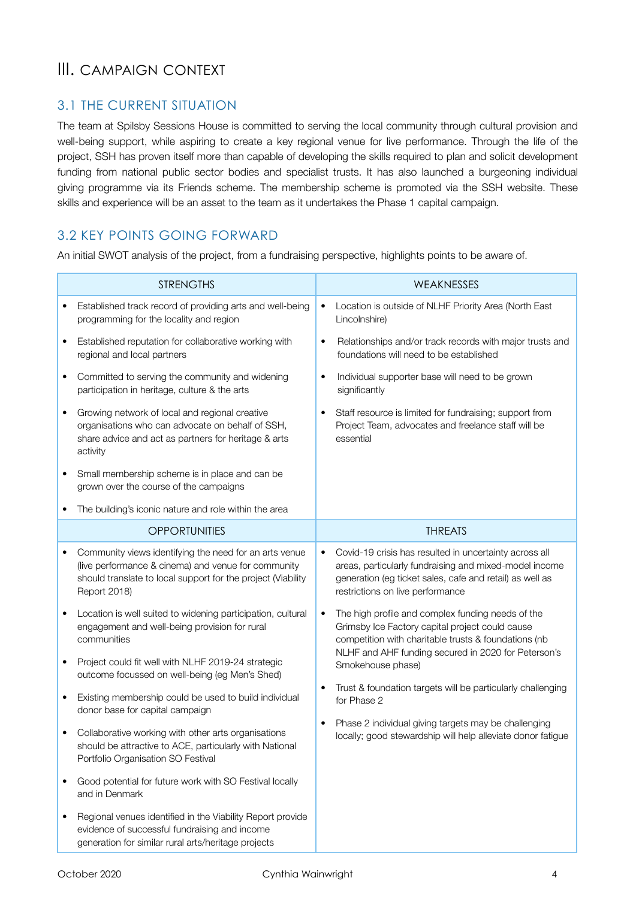# III. CAMPAIGN CONTEXT

## 3.1 THE CURRENT SITUATION

The team at Spilsby Sessions House is committed to serving the local community through cultural provision and well-being support, while aspiring to create a key regional venue for live performance. Through the life of the project, SSH has proven itself more than capable of developing the skills required to plan and solicit development funding from national public sector bodies and specialist trusts. It has also launched a burgeoning individual giving programme via its Friends scheme. The membership scheme is promoted via the SSH website. These skills and experience will be an asset to the team as it undertakes the Phase 1 capital campaign.

## 3.2 KEY POINTS GOING FORWARD

An initial SWOT analysis of the project, from a fundraising perspective, highlights points to be aware of.

| STRENGTHS | WEAKNESSES |
|---|---|
| • Established track record of providing arts and well-being programming for the locality and region<br>• Established reputation for collaborative working with regional and local partners<br>• Committed to serving the community and widening participation in heritage, culture & the arts<br>• Growing network of local and regional creative organisations who can advocate on behalf of SSH, share advice and act as partners for heritage & arts activity<br>• Small membership scheme is in place and can be grown over the course of the campaigns<br>• The building's iconic nature and role within the area | • Location is outside of NLHF Priority Area (North East Lincolnshire)<br>• Relationships and/or track records with major trusts and foundations will need to be established<br>• Individual supporter base will need to be grown significantly<br>• Staff resource is limited for fundraising; support from Project Team, advocates and freelance staff will be essential |
| **OPPORTUNITIES** | **THREATS** |
| • Community views identifying the need for an arts venue (live performance & cinema) and venue for community should translate to local support for the project (Viability Report 2018)<br>• Location is well suited to widening participation, cultural engagement and well-being provision for rural communities<br>• Project could fit well with NLHF 2019-24 strategic outcome focussed on well-being (eg Men's Shed)<br>• Existing membership could be used to build individual donor base for capital campaign<br>• Collaborative working with other arts organisations should be attractive to ACE, particularly with National Portfolio Organisation SO Festival<br>• Good potential for future work with SO Festival locally and in Denmark<br>• Regional venues identified in the Viability Report provide evidence of successful fundraising and income generation for similar rural arts/heritage projects | • Covid-19 crisis has resulted in uncertainty across all areas, particularly fundraising and mixed-model income generation (eg ticket sales, cafe and retail) as well as restrictions on live performance<br>• The high profile and complex funding needs of the Grimsby Ice Factory capital project could cause competition with charitable trusts & foundations (nb NLHF and AHF funding secured in 2020 for Peterson's Smokehouse phase)<br>• Trust & foundation targets will be particularly challenging for Phase 2<br>• Phase 2 individual giving targets may be challenging locally; good stewardship will help alleviate donor fatigue |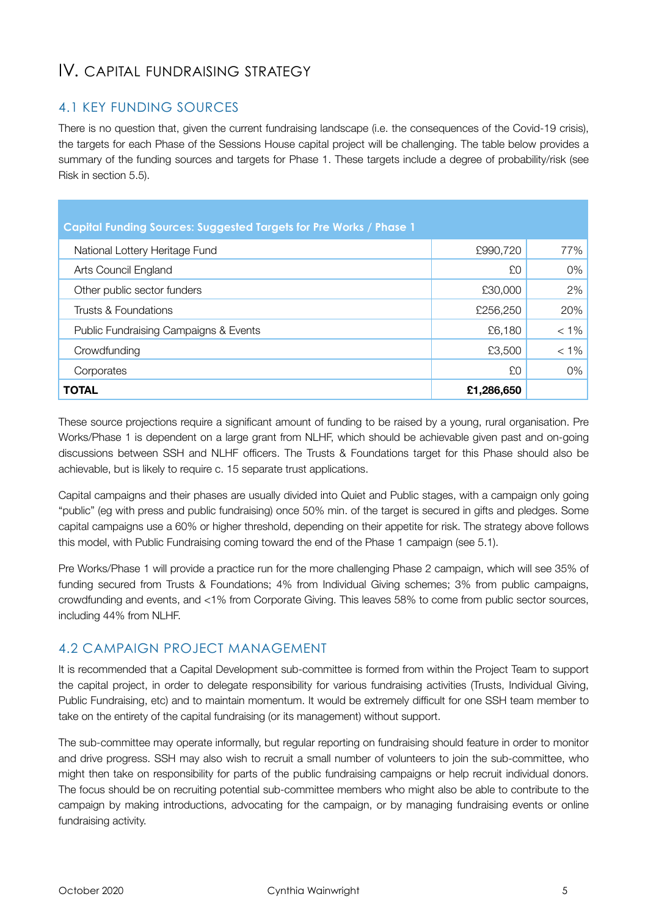# IV. CAPITAL FUNDRAISING STRATEGY

## 4.1 KEY FUNDING SOURCES

There is no question that, given the current fundraising landscape (i.e. the consequences of the Covid-19 crisis), the targets for each Phase of the Sessions House capital project will be challenging. The table below provides a summary of the funding sources and targets for Phase 1. These targets include a degree of probability/risk (see Risk in section 5.5).

| Capital Funding Sources: Suggested Targets for Pre Works / Phase 1 | | |
|---|---|---|
| National Lottery Heritage Fund | £990,720 | 77% |
| Arts Council England | £0 | 0% |
| Other public sector funders | £30,000 | 2% |
| Trusts & Foundations | £256,250 | 20% |
| Public Fundraising Campaigns & Events | £6,180 | < 1% |
| Crowdfunding | £3,500 | < 1% |
| Corporates | £0 | 0% |
| **TOTAL** | **£1,286,650** | |

These source projections require a significant amount of funding to be raised by a young, rural organisation. Pre Works/Phase 1 is dependent on a large grant from NLHF, which should be achievable given past and on-going discussions between SSH and NLHF officers. The Trusts & Foundations target for this Phase should also be achievable, but is likely to require c. 15 separate trust applications.

Capital campaigns and their phases are usually divided into Quiet and Public stages, with a campaign only going "public" (eg with press and public fundraising) once 50% min. of the target is secured in gifts and pledges. Some capital campaigns use a 60% or higher threshold, depending on their appetite for risk. The strategy above follows this model, with Public Fundraising coming toward the end of the Phase 1 campaign (see 5.1).

Pre Works/Phase 1 will provide a practice run for the more challenging Phase 2 campaign, which will see 35% of funding secured from Trusts & Foundations; 4% from Individual Giving schemes; 3% from public campaigns, crowdfunding and events, and <1% from Corporate Giving. This leaves 58% to come from public sector sources, including 44% from NLHF.

## 4.2 CAMPAIGN PROJECT MANAGEMENT

It is recommended that a Capital Development sub-committee is formed from within the Project Team to support the capital project, in order to delegate responsibility for various fundraising activities (Trusts, Individual Giving, Public Fundraising, etc) and to maintain momentum. It would be extremely difficult for one SSH team member to take on the entirety of the capital fundraising (or its management) without support.

The sub-committee may operate informally, but regular reporting on fundraising should feature in order to monitor and drive progress. SSH may also wish to recruit a small number of volunteers to join the sub-committee, who might then take on responsibility for parts of the public fundraising campaigns or help recruit individual donors. The focus should be on recruiting potential sub-committee members who might also be able to contribute to the campaign by making introductions, advocating for the campaign, or by managing fundraising events or online fundraising activity.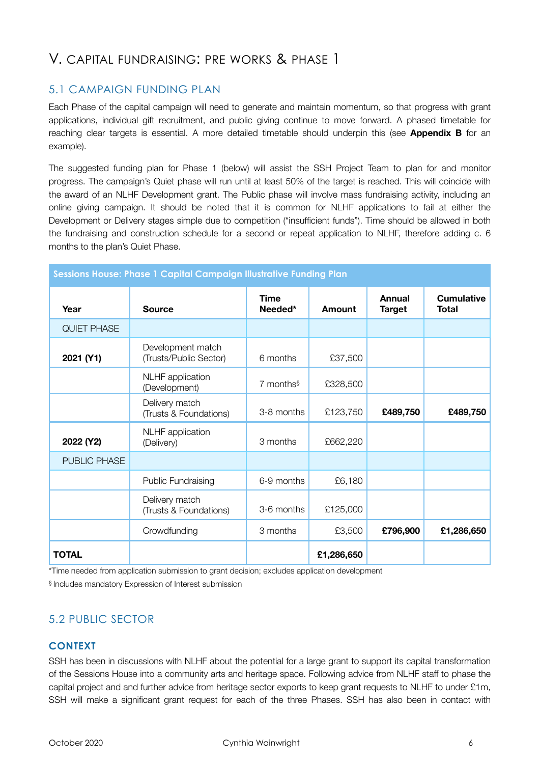# V. CAPITAL FUNDRAISING: PRE WORKS & PHASE 1

## 5.1 CAMPAIGN FUNDING PLAN

Each Phase of the capital campaign will need to generate and maintain momentum, so that progress with grant applications, individual gift recruitment, and public giving continue to move forward. A phased timetable for reaching clear targets is essential. A more detailed timetable should underpin this (see **Appendix B** for an example).

The suggested funding plan for Phase 1 (below) will assist the SSH Project Team to plan for and monitor progress. The campaign's Quiet phase will run until at least 50% of the target is reached. This will coincide with the award of an NLHF Development grant. The Public phase will involve mass fundraising activity, including an online giving campaign. It should be noted that it is common for NLHF applications to fail at either the Development or Delivery stages simple due to competition ("insufficient funds"). Time should be allowed in both the fundraising and construction schedule for a second or repeat application to NLHF, therefore adding c. 6 months to the plan's Quiet Phase.

**Sessions House: Phase 1 Capital Campaign Illustrative Funding Plan**

| Year | Source | Time Needed* | Amount | Annual Target | Cumulative Total |
|---|---|---|---|---|---|
| QUIET PHASE | | | | | |
| **2021 (Y1)** | Development match (Trusts/Public Sector) | 6 months | £37,500 | | |
| | NLHF application (Development) | 7 months§ | £328,500 | | |
| | Delivery match (Trusts & Foundations) | 3-8 months | £123,750 | **£489,750** | **£489,750** |
| **2022 (Y2)** | NLHF application (Delivery) | 3 months | £662,220 | | |
| PUBLIC PHASE | | | | | |
| | Public Fundraising | 6-9 months | £6,180 | | |
| | Delivery match (Trusts & Foundations) | 3-6 months | £125,000 | | |
| | Crowdfunding | 3 months | £3,500 | **£796,900** | **£1,286,650** |
| **TOTAL** | | | **£1,286,650** | | |

*Time needed from application submission to grant decision; excludes application development

§ Includes mandatory Expression of Interest submission

## 5.2 PUBLIC SECTOR

### CONTEXT

SSH has been in discussions with NLHF about the potential for a large grant to support its capital transformation of the Sessions House into a community arts and heritage space. Following advice from NLHF staff to phase the capital project and and further advice from heritage sector exports to keep grant requests to NLHF to under £1m, SSH will make a significant grant request for each of the three Phases. SSH has also been in contact with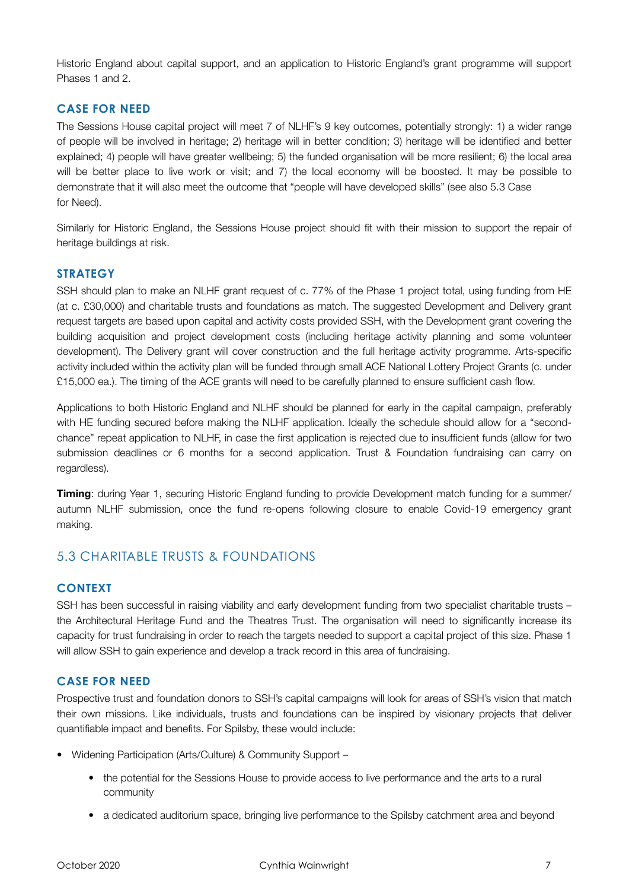Historic England about capital support, and an application to Historic England's grant programme will support Phases 1 and 2.

### CASE FOR NEED

The Sessions House capital project will meet 7 of NLHF's 9 key outcomes, potentially strongly: 1) a wider range of people will be involved in heritage; 2) heritage will in better condition; 3) heritage will be identified and better explained; 4) people will have greater wellbeing; 5) the funded organisation will be more resilient; 6) the local area will be better place to live work or visit; and 7) the local economy will be boosted. It may be possible to demonstrate that it will also meet the outcome that "people will have developed skills" (see also 5.3 Case for Need).

Similarly for Historic England, the Sessions House project should fit with their mission to support the repair of heritage buildings at risk.

### STRATEGY

SSH should plan to make an NLHF grant request of c. 77% of the Phase 1 project total, using funding from HE (at c. £30,000) and charitable trusts and foundations as match. The suggested Development and Delivery grant request targets are based upon capital and activity costs provided SSH, with the Development grant covering the building acquisition and project development costs (including heritage activity planning and some volunteer development). The Delivery grant will cover construction and the full heritage activity programme. Arts-specific activity included within the activity plan will be funded through small ACE National Lottery Project Grants (c. under £15,000 ea.). The timing of the ACE grants will need to be carefully planned to ensure sufficient cash flow.

Applications to both Historic England and NLHF should be planned for early in the capital campaign, preferably with HE funding secured before making the NLHF application. Ideally the schedule should allow for a "second-chance" repeat application to NLHF, in case the first application is rejected due to insufficient funds (allow for two submission deadlines or 6 months for a second application. Trust & Foundation fundraising can carry on regardless).

**Timing**: during Year 1, securing Historic England funding to provide Development match funding for a summer/autumn NLHF submission, once the fund re-opens following closure to enable Covid-19 emergency grant making.

## 5.3 CHARITABLE TRUSTS & FOUNDATIONS

### CONTEXT

SSH has been successful in raising viability and early development funding from two specialist charitable trusts – the Architectural Heritage Fund and the Theatres Trust. The organisation will need to significantly increase its capacity for trust fundraising in order to reach the targets needed to support a capital project of this size. Phase 1 will allow SSH to gain experience and develop a track record in this area of fundraising.

### CASE FOR NEED

Prospective trust and foundation donors to SSH's capital campaigns will look for areas of SSH's vision that match their own missions. Like individuals, trusts and foundations can be inspired by visionary projects that deliver quantifiable impact and benefits. For Spilsby, these would include:

- Widening Participation (Arts/Culture) & Community Support –
    - the potential for the Sessions House to provide access to live performance and the arts to a rural community
    - a dedicated auditorium space, bringing live performance to the Spilsby catchment area and beyond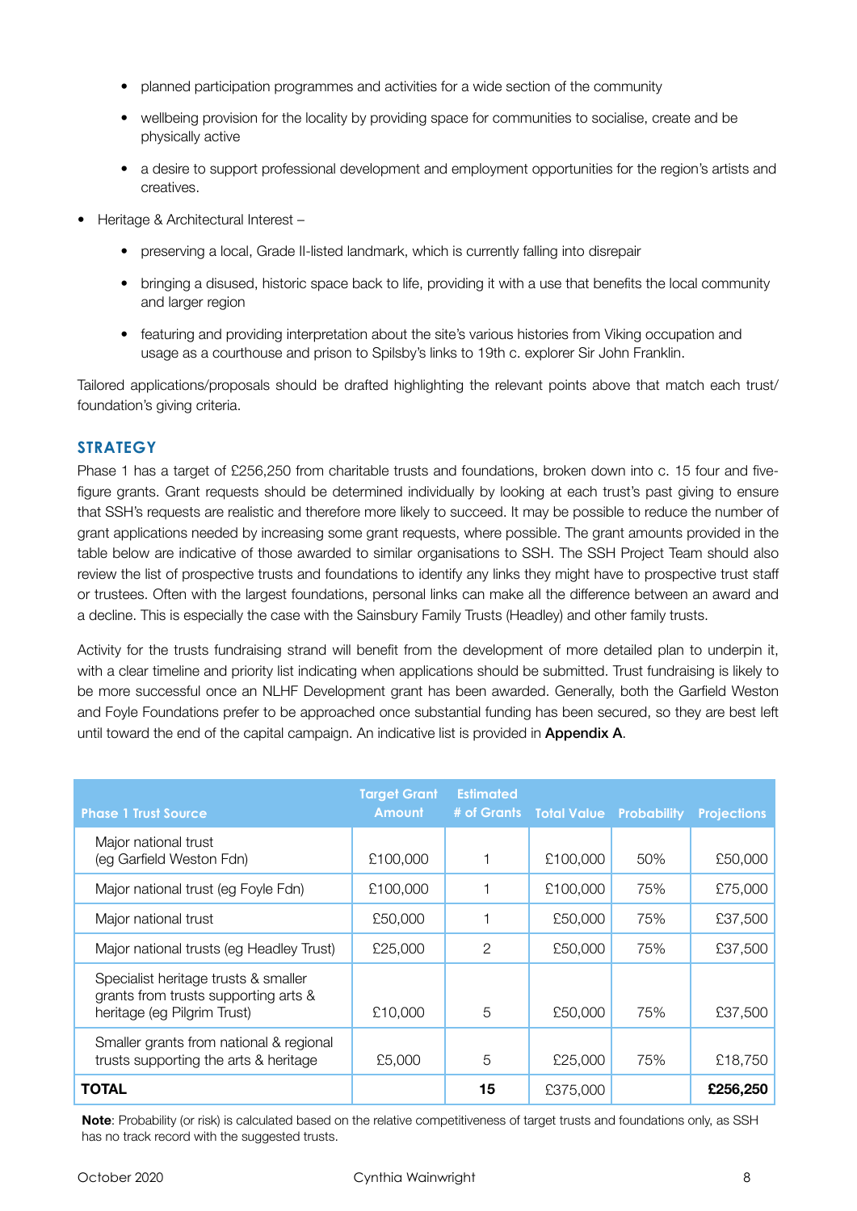- planned participation programmes and activities for a wide section of the community
- wellbeing provision for the locality by providing space for communities to socialise, create and be physically active
- a desire to support professional development and employment opportunities for the region's artists and creatives.

- Heritage & Architectural Interest –
  - preserving a local, Grade II-listed landmark, which is currently falling into disrepair
  - bringing a disused, historic space back to life, providing it with a use that benefits the local community and larger region
  - featuring and providing interpretation about the site's various histories from Viking occupation and usage as a courthouse and prison to Spilsby's links to 19th c. explorer Sir John Franklin.

Tailored applications/proposals should be drafted highlighting the relevant points above that match each trust/ foundation's giving criteria.

## STRATEGY

Phase 1 has a target of £256,250 from charitable trusts and foundations, broken down into c. 15 four and five-figure grants. Grant requests should be determined individually by looking at each trust's past giving to ensure that SSH's requests are realistic and therefore more likely to succeed. It may be possible to reduce the number of grant applications needed by increasing some grant requests, where possible. The grant amounts provided in the table below are indicative of those awarded to similar organisations to SSH. The SSH Project Team should also review the list of prospective trusts and foundations to identify any links they might have to prospective trust staff or trustees. Often with the largest foundations, personal links can make all the difference between an award and a decline. This is especially the case with the Sainsbury Family Trusts (Headley) and other family trusts.

Activity for the trusts fundraising strand will benefit from the development of more detailed plan to underpin it, with a clear timeline and priority list indicating when applications should be submitted. Trust fundraising is likely to be more successful once an NLHF Development grant has been awarded. Generally, both the Garfield Weston and Foyle Foundations prefer to be approached once substantial funding has been secured, so they are best left until toward the end of the capital campaign. An indicative list is provided in **Appendix A**.

| Phase 1 Trust Source | Target Grant Amount | Estimated # of Grants | Total Value | Probability | Projections |
|---|---|---|---|---|---|
| Major national trust (eg Garfield Weston Fdn) | £100,000 | 1 | £100,000 | 50% | £50,000 |
| Major national trust (eg Foyle Fdn) | £100,000 | 1 | £100,000 | 75% | £75,000 |
| Major national trust | £50,000 | 1 | £50,000 | 75% | £37,500 |
| Major national trusts (eg Headley Trust) | £25,000 | 2 | £50,000 | 75% | £37,500 |
| Specialist heritage trusts & smaller grants from trusts supporting arts & heritage (eg Pilgrim Trust) | £10,000 | 5 | £50,000 | 75% | £37,500 |
| Smaller grants from national & regional trusts supporting the arts & heritage | £5,000 | 5 | £25,000 | 75% | £18,750 |
| **TOTAL** | | **15** | £375,000 | | **£256,250** |

**Note**: Probability (or risk) is calculated based on the relative competitiveness of target trusts and foundations only, as SSH has no track record with the suggested trusts.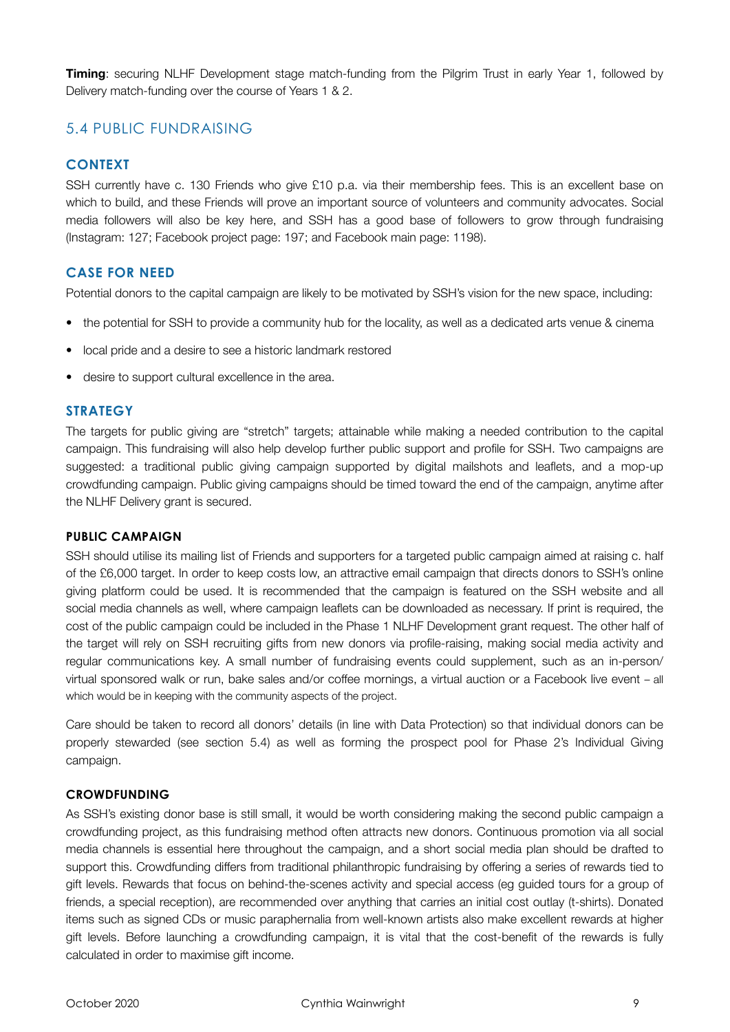**Timing**: securing NLHF Development stage match-funding from the Pilgrim Trust in early Year 1, followed by Delivery match-funding over the course of Years 1 & 2.

## 5.4 PUBLIC FUNDRAISING

### CONTEXT

SSH currently have c. 130 Friends who give £10 p.a. via their membership fees. This is an excellent base on which to build, and these Friends will prove an important source of volunteers and community advocates. Social media followers will also be key here, and SSH has a good base of followers to grow through fundraising (Instagram: 127; Facebook project page: 197; and Facebook main page: 1198).

### CASE FOR NEED

Potential donors to the capital campaign are likely to be motivated by SSH's vision for the new space, including:

- the potential for SSH to provide a community hub for the locality, as well as a dedicated arts venue & cinema
- local pride and a desire to see a historic landmark restored
- desire to support cultural excellence in the area.

### STRATEGY

The targets for public giving are "stretch" targets; attainable while making a needed contribution to the capital campaign. This fundraising will also help develop further public support and profile for SSH. Two campaigns are suggested: a traditional public giving campaign supported by digital mailshots and leaflets, and a mop-up crowdfunding campaign. Public giving campaigns should be timed toward the end of the campaign, anytime after the NLHF Delivery grant is secured.

#### PUBLIC CAMPAIGN

SSH should utilise its mailing list of Friends and supporters for a targeted public campaign aimed at raising c. half of the £6,000 target. In order to keep costs low, an attractive email campaign that directs donors to SSH's online giving platform could be used. It is recommended that the campaign is featured on the SSH website and all social media channels as well, where campaign leaflets can be downloaded as necessary. If print is required, the cost of the public campaign could be included in the Phase 1 NLHF Development grant request. The other half of the target will rely on SSH recruiting gifts from new donors via profile-raising, making social media activity and regular communications key. A small number of fundraising events could supplement, such as an in-person/ virtual sponsored walk or run, bake sales and/or coffee mornings, a virtual auction or a Facebook live event – all which would be in keeping with the community aspects of the project.

Care should be taken to record all donors' details (in line with Data Protection) so that individual donors can be properly stewarded (see section 5.4) as well as forming the prospect pool for Phase 2's Individual Giving campaign.

#### CROWDFUNDING

As SSH's existing donor base is still small, it would be worth considering making the second public campaign a crowdfunding project, as this fundraising method often attracts new donors. Continuous promotion via all social media channels is essential here throughout the campaign, and a short social media plan should be drafted to support this. Crowdfunding differs from traditional philanthropic fundraising by offering a series of rewards tied to gift levels. Rewards that focus on behind-the-scenes activity and special access (eg guided tours for a group of friends, a special reception), are recommended over anything that carries an initial cost outlay (t-shirts). Donated items such as signed CDs or music paraphernalia from well-known artists also make excellent rewards at higher gift levels. Before launching a crowdfunding campaign, it is vital that the cost-benefit of the rewards is fully calculated in order to maximise gift income.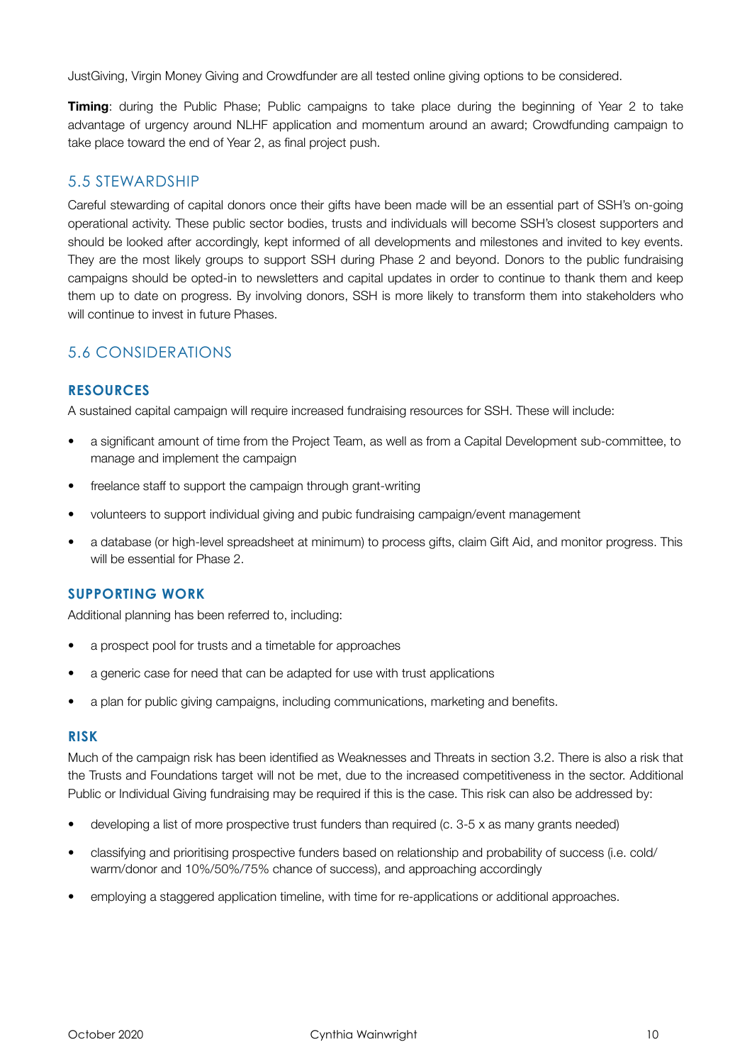JustGiving, Virgin Money Giving and Crowdfunder are all tested online giving options to be considered.

**Timing**: during the Public Phase; Public campaigns to take place during the beginning of Year 2 to take advantage of urgency around NLHF application and momentum around an award; Crowdfunding campaign to take place toward the end of Year 2, as final project push.

## 5.5 STEWARDSHIP

Careful stewarding of capital donors once their gifts have been made will be an essential part of SSH's on-going operational activity. These public sector bodies, trusts and individuals will become SSH's closest supporters and should be looked after accordingly, kept informed of all developments and milestones and invited to key events. They are the most likely groups to support SSH during Phase 2 and beyond. Donors to the public fundraising campaigns should be opted-in to newsletters and capital updates in order to continue to thank them and keep them up to date on progress. By involving donors, SSH is more likely to transform them into stakeholders who will continue to invest in future Phases.

## 5.6 CONSIDERATIONS

### RESOURCES

A sustained capital campaign will require increased fundraising resources for SSH. These will include:

- a significant amount of time from the Project Team, as well as from a Capital Development sub-committee, to manage and implement the campaign
- freelance staff to support the campaign through grant-writing
- volunteers to support individual giving and pubic fundraising campaign/event management
- a database (or high-level spreadsheet at minimum) to process gifts, claim Gift Aid, and monitor progress. This will be essential for Phase 2.

### SUPPORTING WORK

Additional planning has been referred to, including:

- a prospect pool for trusts and a timetable for approaches
- a generic case for need that can be adapted for use with trust applications
- a plan for public giving campaigns, including communications, marketing and benefits.

### RISK

Much of the campaign risk has been identified as Weaknesses and Threats in section 3.2. There is also a risk that the Trusts and Foundations target will not be met, due to the increased competitiveness in the sector. Additional Public or Individual Giving fundraising may be required if this is the case. This risk can also be addressed by:

- developing a list of more prospective trust funders than required (c. 3-5 x as many grants needed)
- classifying and prioritising prospective funders based on relationship and probability of success (i.e. cold/warm/donor and 10%/50%/75% chance of success), and approaching accordingly
- employing a staggered application timeline, with time for re-applications or additional approaches.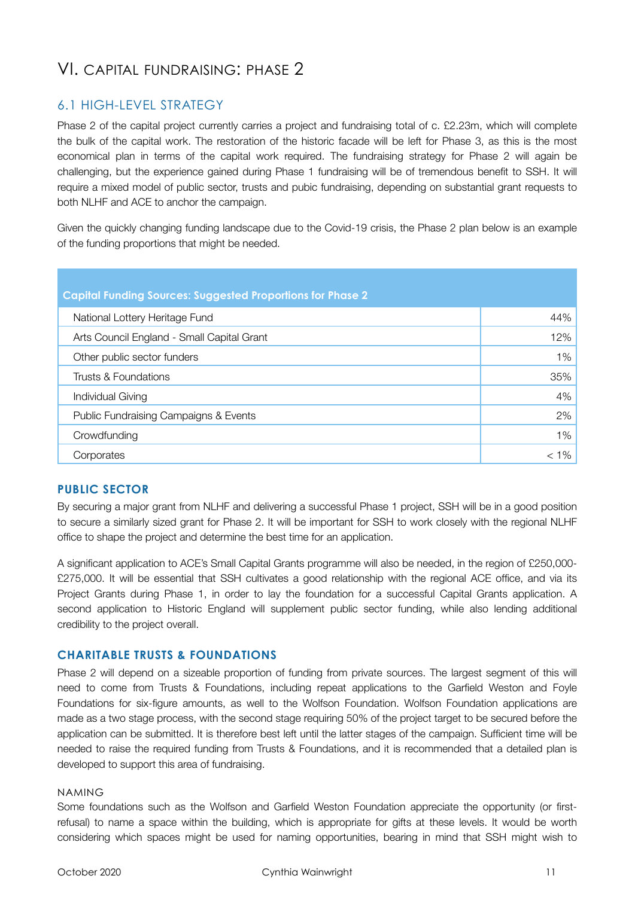# VI. CAPITAL FUNDRAISING: PHASE 2

## 6.1 HIGH-LEVEL STRATEGY

Phase 2 of the capital project currently carries a project and fundraising total of c. £2.23m, which will complete the bulk of the capital work. The restoration of the historic facade will be left for Phase 3, as this is the most economical plan in terms of the capital work required. The fundraising strategy for Phase 2 will again be challenging, but the experience gained during Phase 1 fundraising will be of tremendous benefit to SSH. It will require a mixed model of public sector, trusts and pubic fundraising, depending on substantial grant requests to both NLHF and ACE to anchor the campaign.

Given the quickly changing funding landscape due to the Covid-19 crisis, the Phase 2 plan below is an example of the funding proportions that might be needed.

| Capital Funding Sources: Suggested Proportions for Phase 2 | |
|---|---|
| National Lottery Heritage Fund | 44% |
| Arts Council England - Small Capital Grant | 12% |
| Other public sector funders | 1% |
| Trusts & Foundations | 35% |
| Individual Giving | 4% |
| Public Fundraising Campaigns & Events | 2% |
| Crowdfunding | 1% |
| Corporates | < 1% |

### PUBLIC SECTOR

By securing a major grant from NLHF and delivering a successful Phase 1 project, SSH will be in a good position to secure a similarly sized grant for Phase 2. It will be important for SSH to work closely with the regional NLHF office to shape the project and determine the best time for an application.

A significant application to ACE's Small Capital Grants programme will also be needed, in the region of £250,000-£275,000. It will be essential that SSH cultivates a good relationship with the regional ACE office, and via its Project Grants during Phase 1, in order to lay the foundation for a successful Capital Grants application. A second application to Historic England will supplement public sector funding, while also lending additional credibility to the project overall.

### CHARITABLE TRUSTS & FOUNDATIONS

Phase 2 will depend on a sizeable proportion of funding from private sources. The largest segment of this will need to come from Trusts & Foundations, including repeat applications to the Garfield Weston and Foyle Foundations for six-figure amounts, as well to the Wolfson Foundation. Wolfson Foundation applications are made as a two stage process, with the second stage requiring 50% of the project target to be secured before the application can be submitted. It is therefore best left until the latter stages of the campaign. Sufficient time will be needed to raise the required funding from Trusts & Foundations, and it is recommended that a detailed plan is developed to support this area of fundraising.

#### NAMING

Some foundations such as the Wolfson and Garfield Weston Foundation appreciate the opportunity (or first-refusal) to name a space within the building, which is appropriate for gifts at these levels. It would be worth considering which spaces might be used for naming opportunities, bearing in mind that SSH might wish to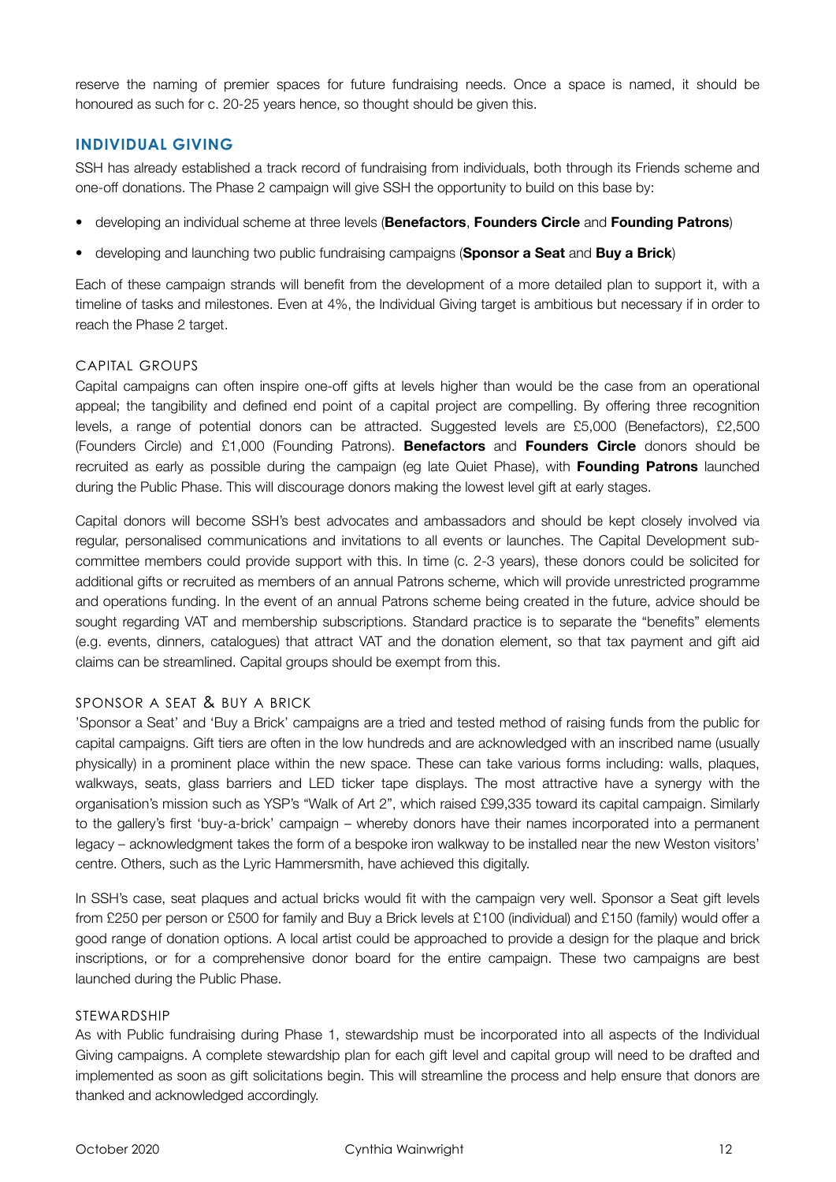reserve the naming of premier spaces for future fundraising needs. Once a space is named, it should be honoured as such for c. 20-25 years hence, so thought should be given this.

## INDIVIDUAL GIVING

SSH has already established a track record of fundraising from individuals, both through its Friends scheme and one-off donations. The Phase 2 campaign will give SSH the opportunity to build on this base by:

- developing an individual scheme at three levels (**Benefactors**, **Founders Circle** and **Founding Patrons**)
- developing and launching two public fundraising campaigns (**Sponsor a Seat** and **Buy a Brick**)

Each of these campaign strands will benefit from the development of a more detailed plan to support it, with a timeline of tasks and milestones. Even at 4%, the Individual Giving target is ambitious but necessary if in order to reach the Phase 2 target.

### CAPITAL GROUPS

Capital campaigns can often inspire one-off gifts at levels higher than would be the case from an operational appeal; the tangibility and defined end point of a capital project are compelling. By offering three recognition levels, a range of potential donors can be attracted. Suggested levels are £5,000 (Benefactors), £2,500 (Founders Circle) and £1,000 (Founding Patrons). **Benefactors** and **Founders Circle** donors should be recruited as early as possible during the campaign (eg late Quiet Phase), with **Founding Patrons** launched during the Public Phase. This will discourage donors making the lowest level gift at early stages.

Capital donors will become SSH's best advocates and ambassadors and should be kept closely involved via regular, personalised communications and invitations to all events or launches. The Capital Development sub-committee members could provide support with this. In time (c. 2-3 years), these donors could be solicited for additional gifts or recruited as members of an annual Patrons scheme, which will provide unrestricted programme and operations funding. In the event of an annual Patrons scheme being created in the future, advice should be sought regarding VAT and membership subscriptions. Standard practice is to separate the "benefits" elements (e.g. events, dinners, catalogues) that attract VAT and the donation element, so that tax payment and gift aid claims can be streamlined. Capital groups should be exempt from this.

### SPONSOR A SEAT & BUY A BRICK

'Sponsor a Seat' and 'Buy a Brick' campaigns are a tried and tested method of raising funds from the public for capital campaigns. Gift tiers are often in the low hundreds and are acknowledged with an inscribed name (usually physically) in a prominent place within the new space. These can take various forms including: walls, plaques, walkways, seats, glass barriers and LED ticker tape displays. The most attractive have a synergy with the organisation's mission such as YSP's "Walk of Art 2", which raised £99,335 toward its capital campaign. Similarly to the gallery's first 'buy-a-brick' campaign – whereby donors have their names incorporated into a permanent legacy – acknowledgment takes the form of a bespoke iron walkway to be installed near the new Weston visitors' centre. Others, such as the Lyric Hammersmith, have achieved this digitally.

In SSH's case, seat plaques and actual bricks would fit with the campaign very well. Sponsor a Seat gift levels from £250 per person or £500 for family and Buy a Brick levels at £100 (individual) and £150 (family) would offer a good range of donation options. A local artist could be approached to provide a design for the plaque and brick inscriptions, or for a comprehensive donor board for the entire campaign. These two campaigns are best launched during the Public Phase.

### STEWARDSHIP

As with Public fundraising during Phase 1, stewardship must be incorporated into all aspects of the Individual Giving campaigns. A complete stewardship plan for each gift level and capital group will need to be drafted and implemented as soon as gift solicitations begin. This will streamline the process and help ensure that donors are thanked and acknowledged accordingly.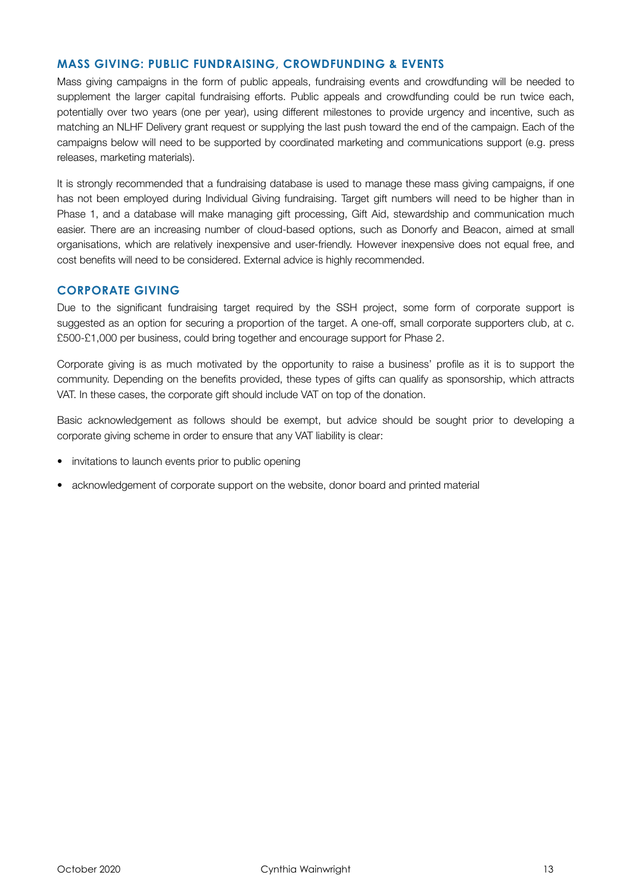## MASS GIVING: PUBLIC FUNDRAISING, CROWDFUNDING & EVENTS

Mass giving campaigns in the form of public appeals, fundraising events and crowdfunding will be needed to supplement the larger capital fundraising efforts. Public appeals and crowdfunding could be run twice each, potentially over two years (one per year), using different milestones to provide urgency and incentive, such as matching an NLHF Delivery grant request or supplying the last push toward the end of the campaign. Each of the campaigns below will need to be supported by coordinated marketing and communications support (e.g. press releases, marketing materials).

It is strongly recommended that a fundraising database is used to manage these mass giving campaigns, if one has not been employed during Individual Giving fundraising. Target gift numbers will need to be higher than in Phase 1, and a database will make managing gift processing, Gift Aid, stewardship and communication much easier. There are an increasing number of cloud-based options, such as Donorfy and Beacon, aimed at small organisations, which are relatively inexpensive and user-friendly. However inexpensive does not equal free, and cost benefits will need to be considered. External advice is highly recommended.

## CORPORATE GIVING

Due to the significant fundraising target required by the SSH project, some form of corporate support is suggested as an option for securing a proportion of the target. A one-off, small corporate supporters club, at c. £500-£1,000 per business, could bring together and encourage support for Phase 2.

Corporate giving is as much motivated by the opportunity to raise a business' profile as it is to support the community. Depending on the benefits provided, these types of gifts can qualify as sponsorship, which attracts VAT. In these cases, the corporate gift should include VAT on top of the donation.

Basic acknowledgement as follows should be exempt, but advice should be sought prior to developing a corporate giving scheme in order to ensure that any VAT liability is clear:

- invitations to launch events prior to public opening
- acknowledgement of corporate support on the website, donor board and printed material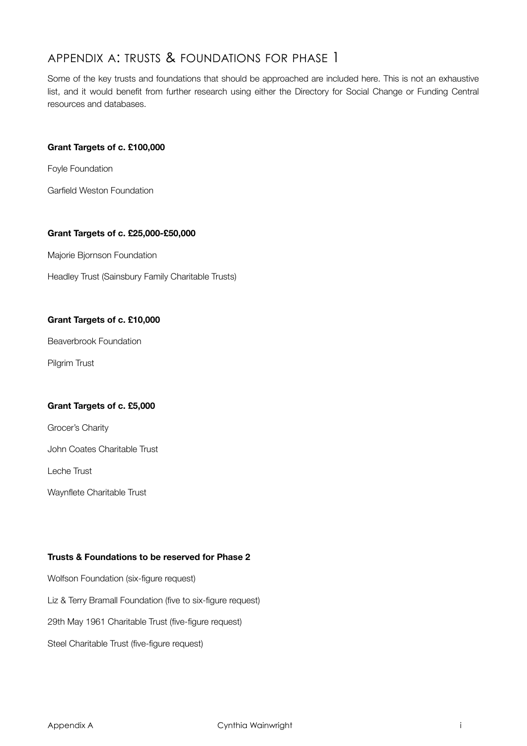# APPENDIX A: TRUSTS & FOUNDATIONS FOR PHASE 1

Some of the key trusts and foundations that should be approached are included here. This is not an exhaustive list, and it would benefit from further research using either the Directory for Social Change or Funding Central resources and databases.

**Grant Targets of c. £100,000**

Foyle Foundation

Garfield Weston Foundation

**Grant Targets of c. £25,000-£50,000**

Majorie Bjornson Foundation

Headley Trust (Sainsbury Family Charitable Trusts)

**Grant Targets of c. £10,000**

Beaverbrook Foundation

Pilgrim Trust

**Grant Targets of c. £5,000**

Grocer's Charity

John Coates Charitable Trust

Leche Trust

Waynflete Charitable Trust

**Trusts & Foundations to be reserved for Phase 2**

Wolfson Foundation (six-figure request)

Liz & Terry Bramall Foundation (five to six-figure request)

29th May 1961 Charitable Trust (five-figure request)

Steel Charitable Trust (five-figure request)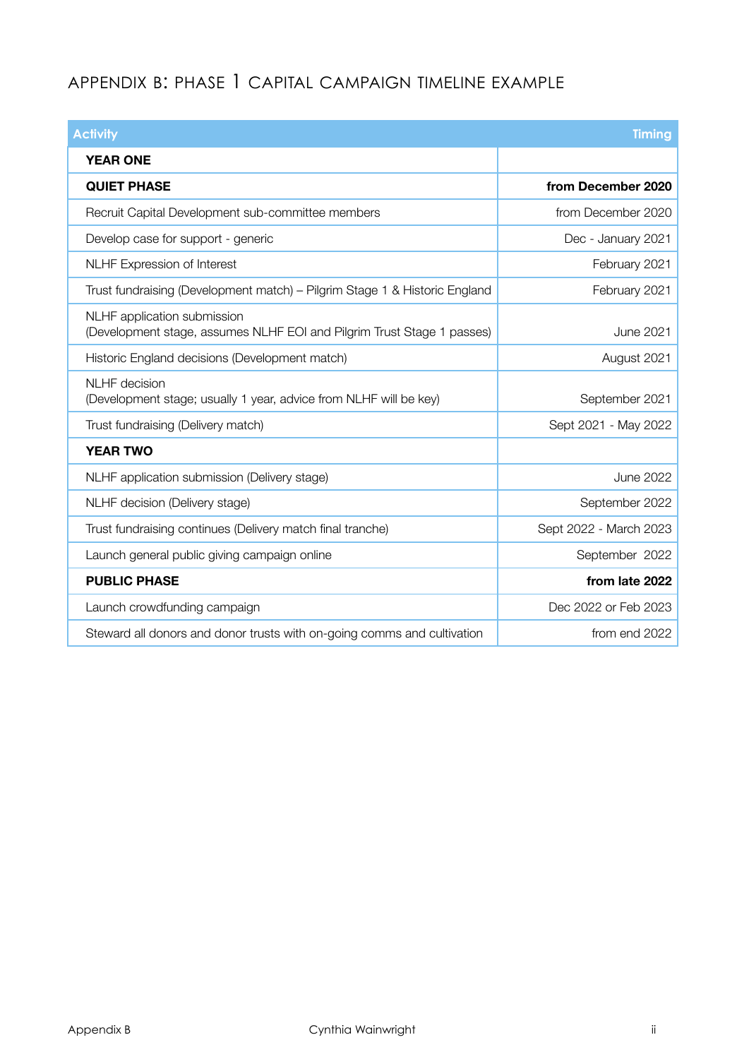## APPENDIX B: PHASE 1 CAPITAL CAMPAIGN TIMELINE EXAMPLE

| Activity | Timing |
|---|---|
| **YEAR ONE** | |
| **QUIET PHASE** | **from December 2020** |
| Recruit Capital Development sub-committee members | from December 2020 |
| Develop case for support - generic | Dec - January 2021 |
| NLHF Expression of Interest | February 2021 |
| Trust fundraising (Development match) – Pilgrim Stage 1 & Historic England | February 2021 |
| NLHF application submission<br>(Development stage, assumes NLHF EOI and Pilgrim Trust Stage 1 passes) | June 2021 |
| Historic England decisions (Development match) | August 2021 |
| NLHF decision<br>(Development stage; usually 1 year, advice from NLHF will be key) | September 2021 |
| Trust fundraising (Delivery match) | Sept 2021 - May 2022 |
| **YEAR TWO** | |
| NLHF application submission (Delivery stage) | June 2022 |
| NLHF decision (Delivery stage) | September 2022 |
| Trust fundraising continues (Delivery match final tranche) | Sept 2022 - March 2023 |
| Launch general public giving campaign online | September 2022 |
| **PUBLIC PHASE** | **from late 2022** |
| Launch crowdfunding campaign | Dec 2022 or Feb 2023 |
| Steward all donors and donor trusts with on-going comms and cultivation | from end 2022 |